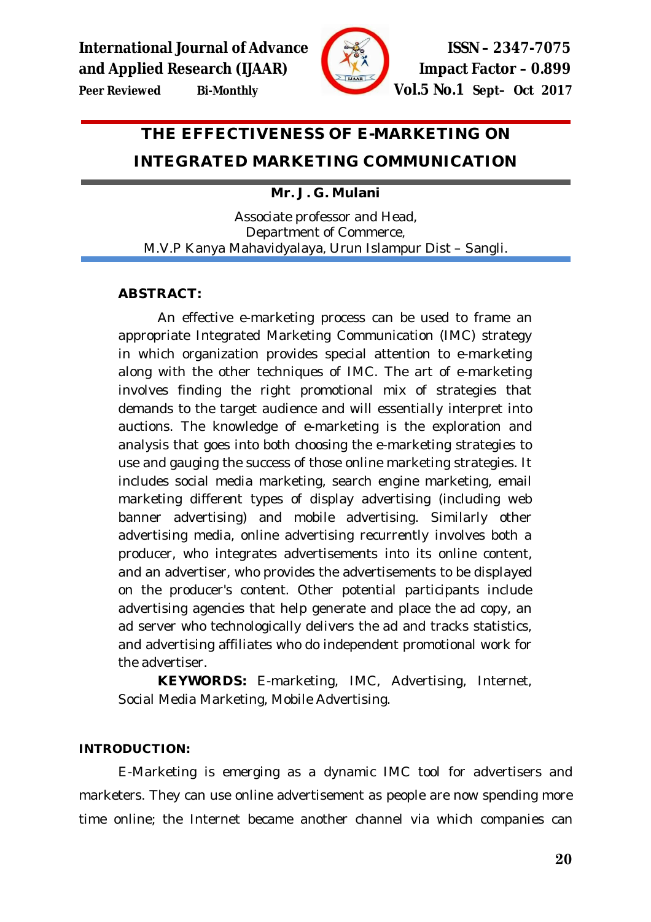# THE EFFECTIVENESS OF E-MARKETING ON INTEGRATED MARKETING COMMUNICATION

**Mr. J. G. Mulani**

Associate professor and Head,
Department of Commerce,
M.V.P Kanya Mahavidyalaya, Urun Islampur Dist – Sangli.

## ABSTRACT:

An effective e-marketing process can be used to frame an appropriate Integrated Marketing Communication (IMC) strategy in which organization provides special attention to e-marketing along with the other techniques of IMC. The art of e-marketing involves finding the right promotional mix of strategies that demands to the target audience and will essentially interpret into auctions. The knowledge of e-marketing is the exploration and analysis that goes into both choosing the e-marketing strategies to use and gauging the success of those online marketing strategies. It includes social media marketing, search engine marketing, email marketing different types of display advertising (including web banner advertising) and mobile advertising. Similarly other advertising media, online advertising recurrently involves both a producer, who integrates advertisements into its online content, and an advertiser, who provides the advertisements to be displayed on the producer's content. Other potential participants include advertising agencies that help generate and place the ad copy, an ad server who technologically delivers the ad and tracks statistics, and advertising affiliates who do independent promotional work for the advertiser.

**KEYWORDS:** E-marketing, IMC, Advertising, Internet, Social Media Marketing, Mobile Advertising.

## INTRODUCTION:

E-Marketing is emerging as a dynamic IMC tool for advertisers and marketers. They can use online advertisement as people are now spending more time online; the Internet became another channel via which companies can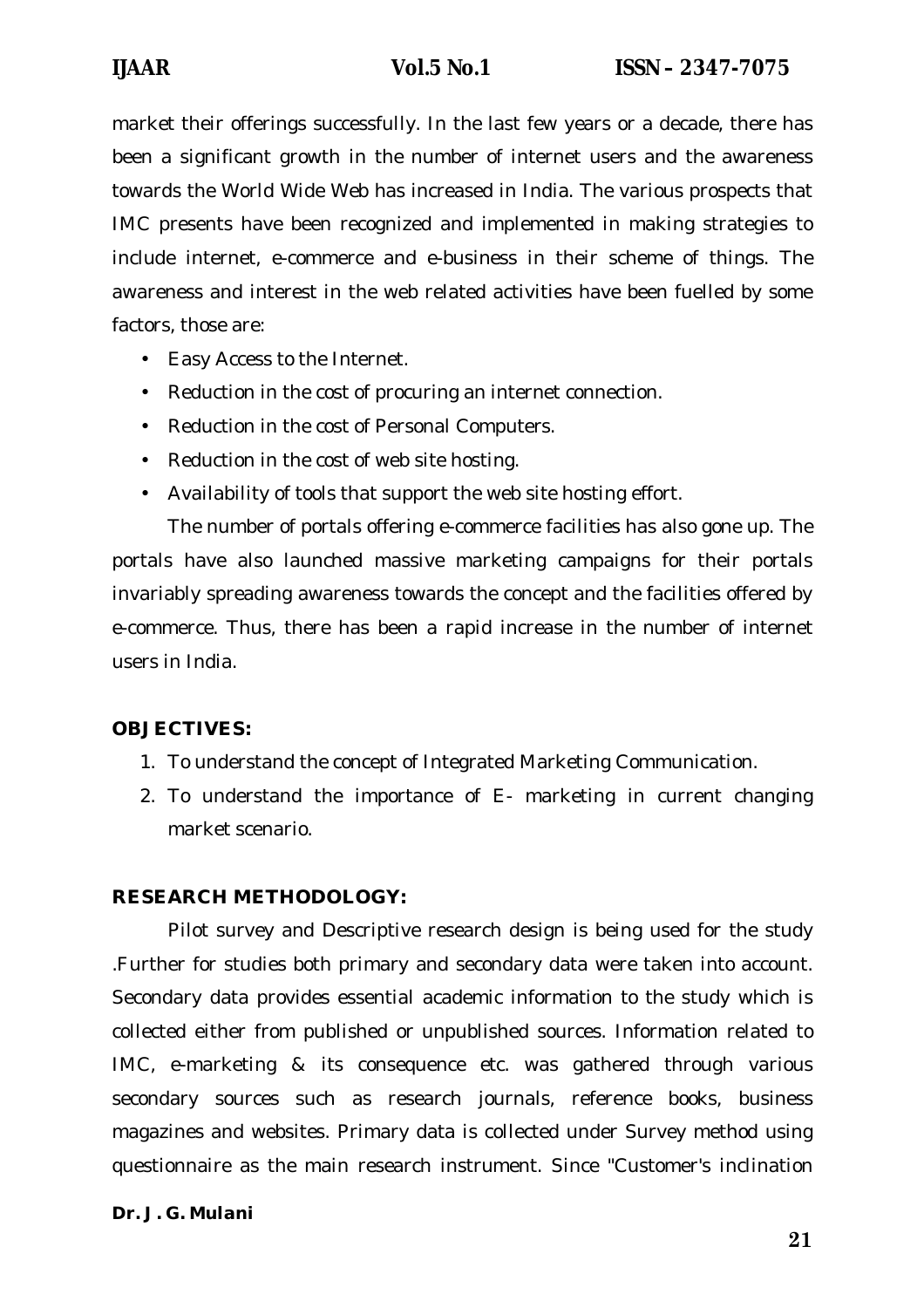market their offerings successfully. In the last few years or a decade, there has been a significant growth in the number of internet users and the awareness towards the World Wide Web has increased in India. The various prospects that IMC presents have been recognized and implemented in making strategies to include internet, e-commerce and e-business in their scheme of things. The awareness and interest in the web related activities have been fuelled by some factors, those are:

- Easy Access to the Internet.
- Reduction in the cost of procuring an internet connection.
- Reduction in the cost of Personal Computers.
- Reduction in the cost of web site hosting.
- Availability of tools that support the web site hosting effort.

The number of portals offering e-commerce facilities has also gone up. The portals have also launched massive marketing campaigns for their portals invariably spreading awareness towards the concept and the facilities offered by e-commerce. Thus, there has been a rapid increase in the number of internet users in India.

## OBJECTIVES:

1. To understand the concept of Integrated Marketing Communication.
2. To understand the importance of E- marketing in current changing market scenario.

## RESEARCH METHODOLOGY:

Pilot survey and Descriptive research design is being used for the study .Further for studies both primary and secondary data were taken into account. Secondary data provides essential academic information to the study which is collected either from published or unpublished sources. Information related to IMC, e-marketing & its consequence etc. was gathered through various secondary sources such as research journals, reference books, business magazines and websites. Primary data is collected under Survey method using questionnaire as the main research instrument. Since "Customer's inclination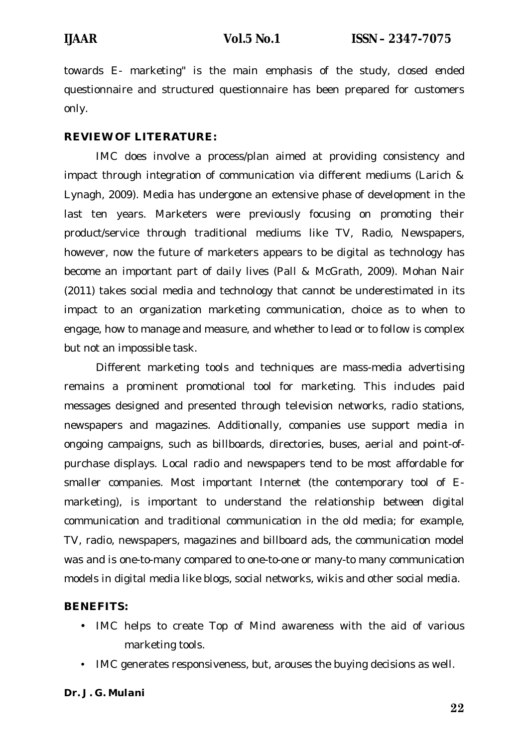towards E- marketing" is the main emphasis of the study, closed ended questionnaire and structured questionnaire has been prepared for customers only.

**REVIEW OF LITERATURE:**

IMC does involve a process/plan aimed at providing consistency and impact through integration of communication via different mediums (Larich & Lynagh, 2009). Media has undergone an extensive phase of development in the last ten years. Marketers were previously focusing on promoting their product/service through traditional mediums like TV, Radio, Newspapers, however, now the future of marketers appears to be digital as technology has become an important part of daily lives (Pall & McGrath, 2009). Mohan Nair (2011) takes social media and technology that cannot be underestimated in its impact to an organization marketing communication, choice as to when to engage, how to manage and measure, and whether to lead or to follow is complex but not an impossible task.

Different marketing tools and techniques are mass-media advertising remains a prominent promotional tool for marketing. This includes paid messages designed and presented through television networks, radio stations, newspapers and magazines. Additionally, companies use support media in ongoing campaigns, such as billboards, directories, buses, aerial and point-of-purchase displays. Local radio and newspapers tend to be most affordable for smaller companies. Most important Internet (the contemporary tool of E-marketing), is important to understand the relationship between digital communication and traditional communication in the old media; for example, TV, radio, newspapers, magazines and billboard ads, the communication model was and is one-to-many compared to one-to-one or many-to many communication models in digital media like blogs, social networks, wikis and other social media.

**BENEFITS:**

- IMC helps to create Top of Mind awareness with the aid of various marketing tools.
- IMC generates responsiveness, but, arouses the buying decisions as well.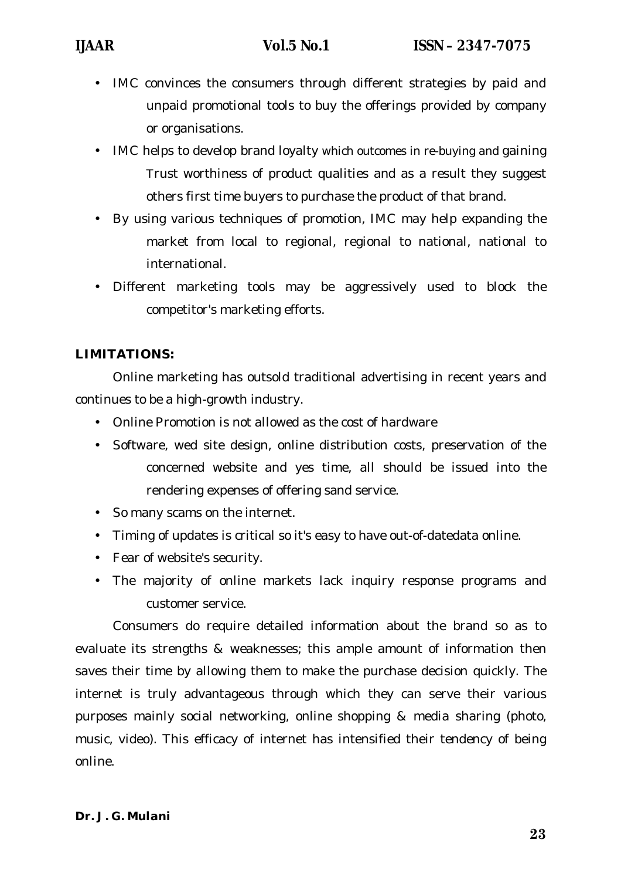- IMC convinces the consumers through different strategies by paid and unpaid promotional tools to buy the offerings provided by company or organisations.
- IMC helps to develop brand loyalty which outcomes in re-buying and gaining Trust worthiness of product qualities and as a result they suggest others first time buyers to purchase the product of that brand.
- By using various techniques of promotion, IMC may help expanding the market from local to regional, regional to national, national to international.
- Different marketing tools may be aggressively used to block the competitor's marketing efforts.

**LIMITATIONS:**

Online marketing has outsold traditional advertising in recent years and continues to be a high-growth industry.

- Online Promotion is not allowed as the cost of hardware
- Software, wed site design, online distribution costs, preservation of the concerned website and yes time, all should be issued into the rendering expenses of offering sand service.
- So many scams on the internet.
- Timing of updates is critical so it's easy to have out-of-datedata online.
- Fear of website's security.
- The majority of online markets lack inquiry response programs and customer service.

Consumers do require detailed information about the brand so as to evaluate its strengths & weaknesses; this ample amount of information then saves their time by allowing them to make the purchase decision quickly. The internet is truly advantageous through which they can serve their various purposes mainly social networking, online shopping & media sharing (photo, music, video). This efficacy of internet has intensified their tendency of being online.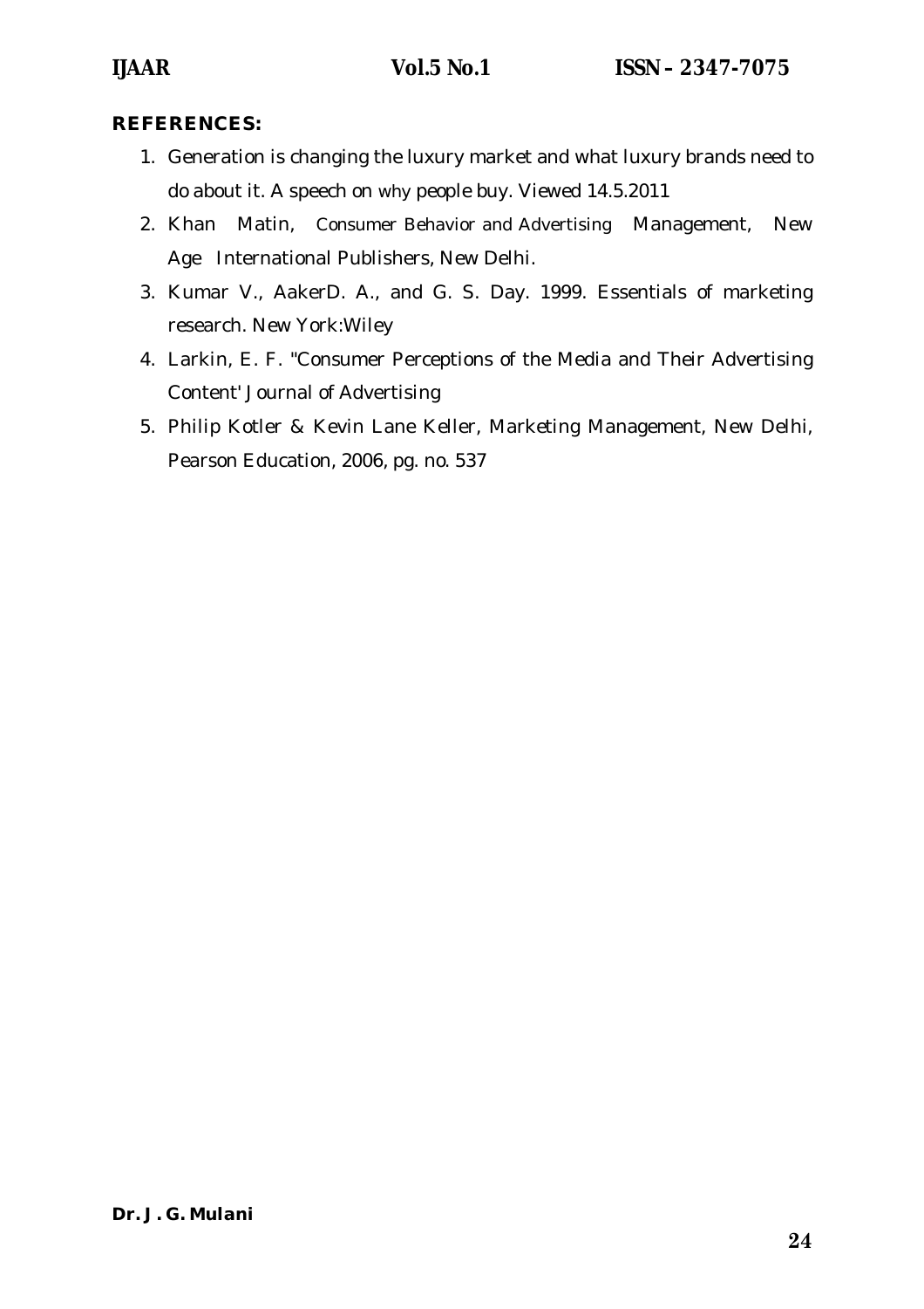**REFERENCES:**

1. Generation is changing the luxury market and what luxury brands need to do about it. A speech on why people buy. Viewed 14.5.2011
2. Khan Matin, Consumer Behavior and Advertising Management, New Age International Publishers, New Delhi.
3. Kumar V., AakerD. A., and G. S. Day. 1999. Essentials of marketing research. New York:Wiley
4. Larkin, E. F. "Consumer Perceptions of the Media and Their Advertising Content' Journal of Advertising
5. Philip Kotler & Kevin Lane Keller, Marketing Management, New Delhi, Pearson Education, 2006, pg. no. 537